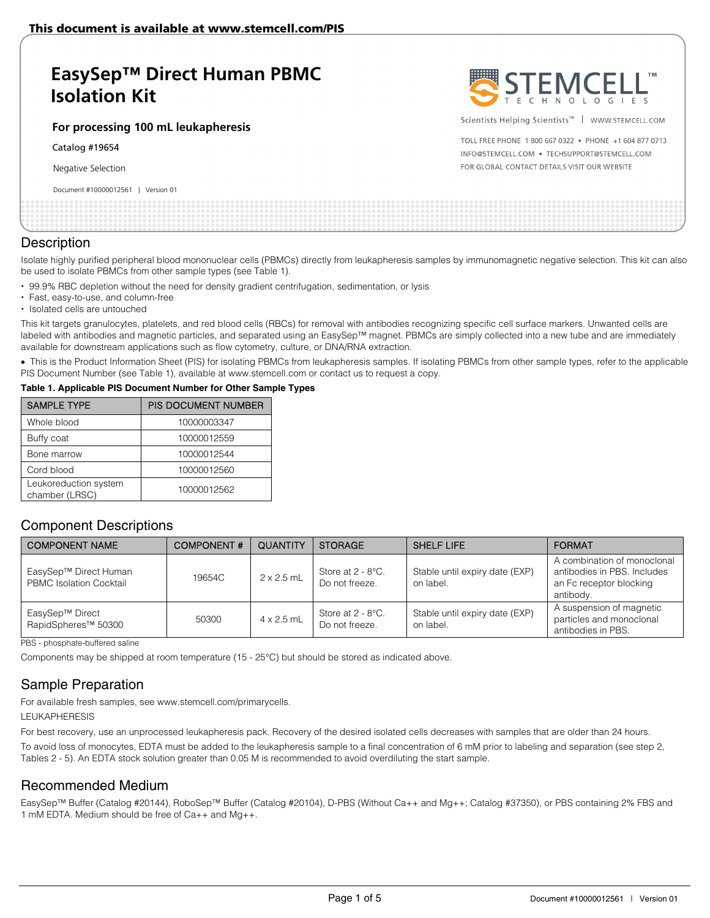This document is available at www.stemcell.com/PIS

# EasySep™ Direct Human PBMC Isolation Kit

**For processing 100 mL leukapheresis**

Catalog #19654

Negative Selection

Document #10000012561 | Version 01

Scientists Helping Scientists™ | WWW.STEMCELL.COM

TOLL FREE PHONE 1 800 667 0322 • PHONE +1 604 877 0713
INFO@STEMCELL.COM • TECHSUPPORT@STEMCELL.COM
FOR GLOBAL CONTACT DETAILS VISIT OUR WEBSITE

## Description

Isolate highly purified peripheral blood mononuclear cells (PBMCs) directly from leukapheresis samples by immunomagnetic negative selection. This kit can also be used to isolate PBMCs from other sample types (see Table 1).

- 99.9% RBC depletion without the need for density gradient centrifugation, sedimentation, or lysis
- Fast, easy-to-use, and column-free
- Isolated cells are untouched

This kit targets granulocytes, platelets, and red blood cells (RBCs) for removal with antibodies recognizing specific cell surface markers. Unwanted cells are labeled with antibodies and magnetic particles, and separated using an EasySep™ magnet. PBMCs are simply collected into a new tube and are immediately available for downstream applications such as flow cytometry, culture, or DNA/RNA extraction.

- This is the Product Information Sheet (PIS) for isolating PBMCs from leukapheresis samples. If isolating PBMCs from other sample types, refer to the applicable PIS Document Number (see Table 1), available at www.stemcell.com or contact us to request a copy.

**Table 1. Applicable PIS Document Number for Other Sample Types**

| SAMPLE TYPE | PIS DOCUMENT NUMBER |
|---|---|
| Whole blood | 10000003347 |
| Buffy coat | 10000012559 |
| Bone marrow | 10000012544 |
| Cord blood | 10000012560 |
| Leukoreduction system chamber (LRSC) | 10000012562 |

## Component Descriptions

| COMPONENT NAME | COMPONENT # | QUANTITY | STORAGE | SHELF LIFE | FORMAT |
|---|---|---|---|---|---|
| EasySep™ Direct Human PBMC Isolation Cocktail | 19654C | 2 x 2.5 mL | Store at 2 - 8°C. Do not freeze. | Stable until expiry date (EXP) on label. | A combination of monoclonal antibodies in PBS. Includes an Fc receptor blocking antibody. |
| EasySep™ Direct RapidSpheres™ 50300 | 50300 | 4 x 2.5 mL | Store at 2 - 8°C. Do not freeze. | Stable until expiry date (EXP) on label. | A suspension of magnetic particles and monoclonal antibodies in PBS. |

PBS - phosphate-buffered saline

Components may be shipped at room temperature (15 - 25°C) but should be stored as indicated above.

## Sample Preparation

For available fresh samples, see www.stemcell.com/primarycells.

LEUKAPHERESIS

For best recovery, use an unprocessed leukapheresis pack. Recovery of the desired isolated cells decreases with samples that are older than 24 hours.

To avoid loss of monocytes, EDTA must be added to the leukapheresis sample to a final concentration of 6 mM prior to labeling and separation (see step 2, Tables 2 - 5). An EDTA stock solution greater than 0.05 M is recommended to avoid overdiluting the start sample.

## Recommended Medium

EasySep™ Buffer (Catalog #20144), RoboSep™ Buffer (Catalog #20104), D-PBS (Without Ca++ and Mg++; Catalog #37350), or PBS containing 2% FBS and 1 mM EDTA. Medium should be free of Ca++ and Mg++.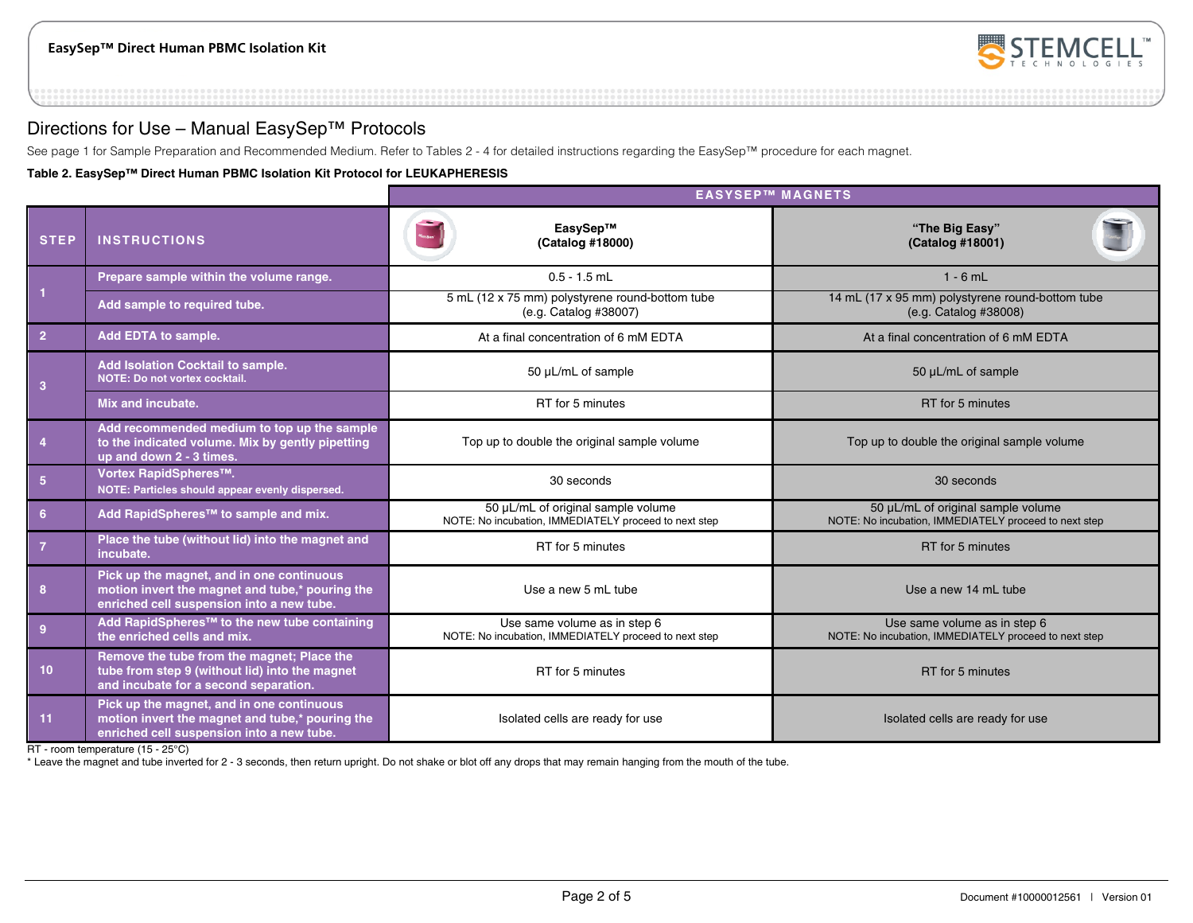# Directions for Use – Manual EasySep™ Protocols

See page 1 for Sample Preparation and Recommended Medium. Refer to Tables 2 - 4 for detailed instructions regarding the EasySep™ procedure for each magnet.

**Table 2. EasySep™ Direct Human PBMC Isolation Kit Protocol for LEUKAPHERESIS**

| | | EASYSEP™ MAGNETS | |
|---|---|---|---|
| **STEP** | **INSTRUCTIONS** | **EasySep™ (Catalog #18000)** | **"The Big Easy" (Catalog #18001)** |
| 1 | **Prepare sample within the volume range.** | 0.5 - 1.5 mL | 1 - 6 mL |
| | **Add sample to required tube.** | 5 mL (12 x 75 mm) polystyrene round-bottom tube (e.g. Catalog #38007) | 14 mL (17 x 95 mm) polystyrene round-bottom tube (e.g. Catalog #38008) |
| 2 | **Add EDTA to sample.** | At a final concentration of 6 mM EDTA | At a final concentration of 6 mM EDTA |
| 3 | **Add Isolation Cocktail to sample.** **NOTE: Do not vortex cocktail.** | 50 µL/mL of sample | 50 µL/mL of sample |
| | **Mix and incubate.** | RT for 5 minutes | RT for 5 minutes |
| 4 | **Add recommended medium to top up the sample to the indicated volume. Mix by gently pipetting up and down 2 - 3 times.** | Top up to double the original sample volume | Top up to double the original sample volume |
| 5 | **Vortex RapidSpheres™.** **NOTE: Particles should appear evenly dispersed.** | 30 seconds | 30 seconds |
| 6 | **Add RapidSpheres™ to sample and mix.** | 50 µL/mL of original sample volume NOTE: No incubation, IMMEDIATELY proceed to next step | 50 µL/mL of original sample volume NOTE: No incubation, IMMEDIATELY proceed to next step |
| 7 | **Place the tube (without lid) into the magnet and incubate.** | RT for 5 minutes | RT for 5 minutes |
| 8 | **Pick up the magnet, and in one continuous motion invert the magnet and tube,* pouring the enriched cell suspension into a new tube.** | Use a new 5 mL tube | Use a new 14 mL tube |
| 9 | **Add RapidSpheres™ to the new tube containing the enriched cells and mix.** | Use same volume as in step 6 NOTE: No incubation, IMMEDIATELY proceed to next step | Use same volume as in step 6 NOTE: No incubation, IMMEDIATELY proceed to next step |
| 10 | **Remove the tube from the magnet; Place the tube from step 9 (without lid) into the magnet and incubate for a second separation.** | RT for 5 minutes | RT for 5 minutes |
| 11 | **Pick up the magnet, and in one continuous motion invert the magnet and tube,* pouring the enriched cell suspension into a new tube.** | Isolated cells are ready for use | Isolated cells are ready for use |

RT - room temperature (15 - 25°C)

* Leave the magnet and tube inverted for 2 - 3 seconds, then return upright. Do not shake or blot off any drops that may remain hanging from the mouth of the tube.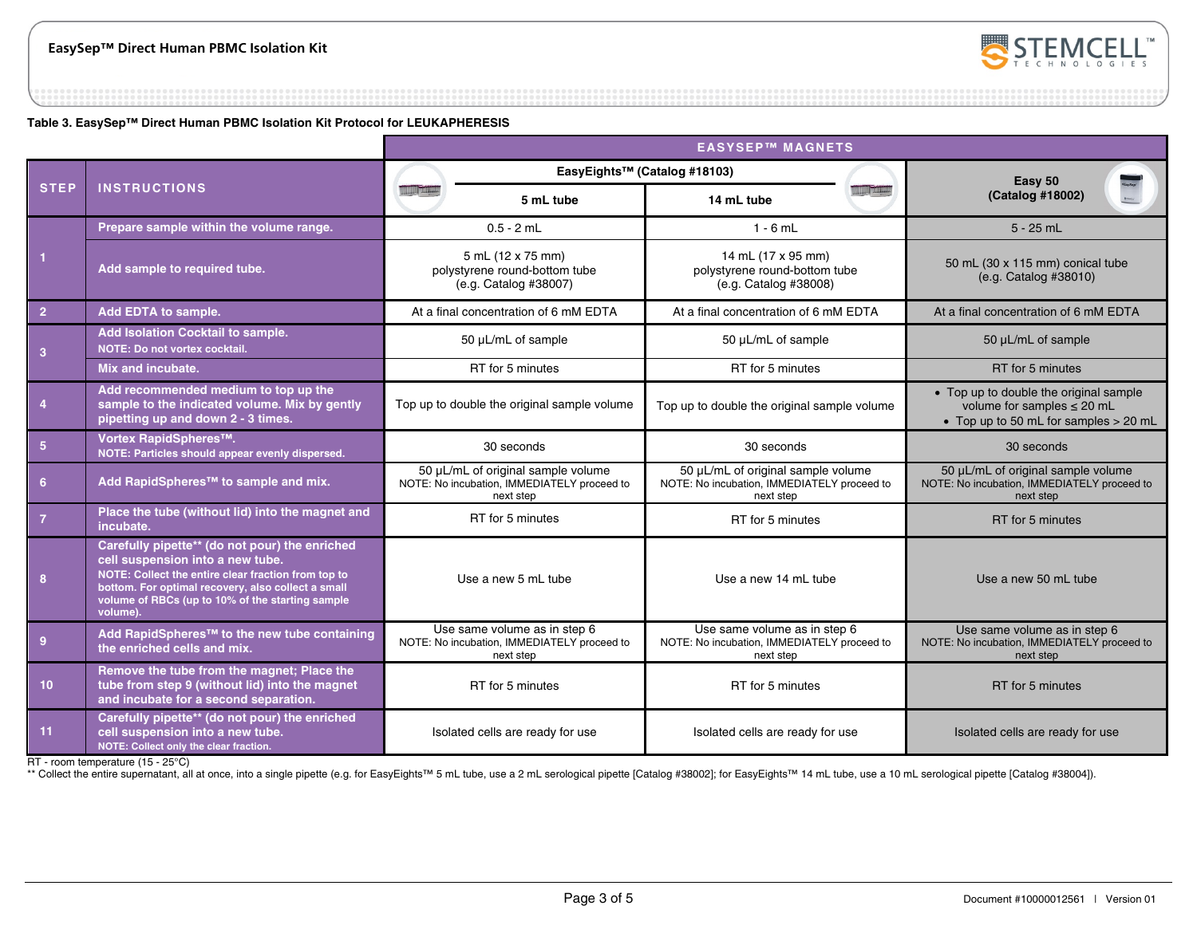**Table 3. EasySep™ Direct Human PBMC Isolation Kit Protocol for LEUKAPHERESIS**

| STEP | INSTRUCTIONS | EASYSEP™ MAGNETS | | |
|---|---|---|---|---|
| | | EasyEights™ (Catalog #18103) | | Easy 50 (Catalog #18002) |
| | | 5 mL tube | 14 mL tube | |
| 1 | Prepare sample within the volume range. | 0.5 - 2 mL | 1 - 6 mL | 5 - 25 mL |
| | Add sample to required tube. | 5 mL (12 x 75 mm) polystyrene round-bottom tube (e.g. Catalog #38007) | 14 mL (17 x 95 mm) polystyrene round-bottom tube (e.g. Catalog #38008) | 50 mL (30 x 115 mm) conical tube (e.g. Catalog #38010) |
| 2 | Add EDTA to sample. | At a final concentration of 6 mM EDTA | At a final concentration of 6 mM EDTA | At a final concentration of 6 mM EDTA |
| 3 | Add Isolation Cocktail to sample. NOTE: Do not vortex cocktail. | 50 µL/mL of sample | 50 µL/mL of sample | 50 µL/mL of sample |
| | Mix and incubate. | RT for 5 minutes | RT for 5 minutes | RT for 5 minutes |
| 4 | Add recommended medium to top up the sample to the indicated volume. Mix by gently pipetting up and down 2 - 3 times. | Top up to double the original sample volume | Top up to double the original sample volume | • Top up to double the original sample volume for samples ≤ 20 mL • Top up to 50 mL for samples > 20 mL |
| 5 | Vortex RapidSpheres™. NOTE: Particles should appear evenly dispersed. | 30 seconds | 30 seconds | 30 seconds |
| 6 | Add RapidSpheres™ to sample and mix. | 50 µL/mL of original sample volume NOTE: No incubation, IMMEDIATELY proceed to next step | 50 µL/mL of original sample volume NOTE: No incubation, IMMEDIATELY proceed to next step | 50 µL/mL of original sample volume NOTE: No incubation, IMMEDIATELY proceed to next step |
| 7 | Place the tube (without lid) into the magnet and incubate. | RT for 5 minutes | RT for 5 minutes | RT for 5 minutes |
| 8 | Carefully pipette** (do not pour) the enriched cell suspension into a new tube. NOTE: Collect the entire clear fraction from top to bottom. For optimal recovery, also collect a small volume of RBCs (up to 10% of the starting sample volume). | Use a new 5 mL tube | Use a new 14 mL tube | Use a new 50 mL tube |
| 9 | Add RapidSpheres™ to the new tube containing the enriched cells and mix. | Use same volume as in step 6 NOTE: No incubation, IMMEDIATELY proceed to next step | Use same volume as in step 6 NOTE: No incubation, IMMEDIATELY proceed to next step | Use same volume as in step 6 NOTE: No incubation, IMMEDIATELY proceed to next step |
| 10 | Remove the tube from the magnet; Place the tube from step 9 (without lid) into the magnet and incubate for a second separation. | RT for 5 minutes | RT for 5 minutes | RT for 5 minutes |
| 11 | Carefully pipette** (do not pour) the enriched cell suspension into a new tube. NOTE: Collect only the clear fraction. | Isolated cells are ready for use | Isolated cells are ready for use | Isolated cells are ready for use |

RT - room temperature (15 - 25°C)

** Collect the entire supernatant, all at once, into a single pipette (e.g. for EasyEights™ 5 mL tube, use a 2 mL serological pipette [Catalog #38002]; for EasyEights™ 14 mL tube, use a 10 mL serological pipette [Catalog #38004]).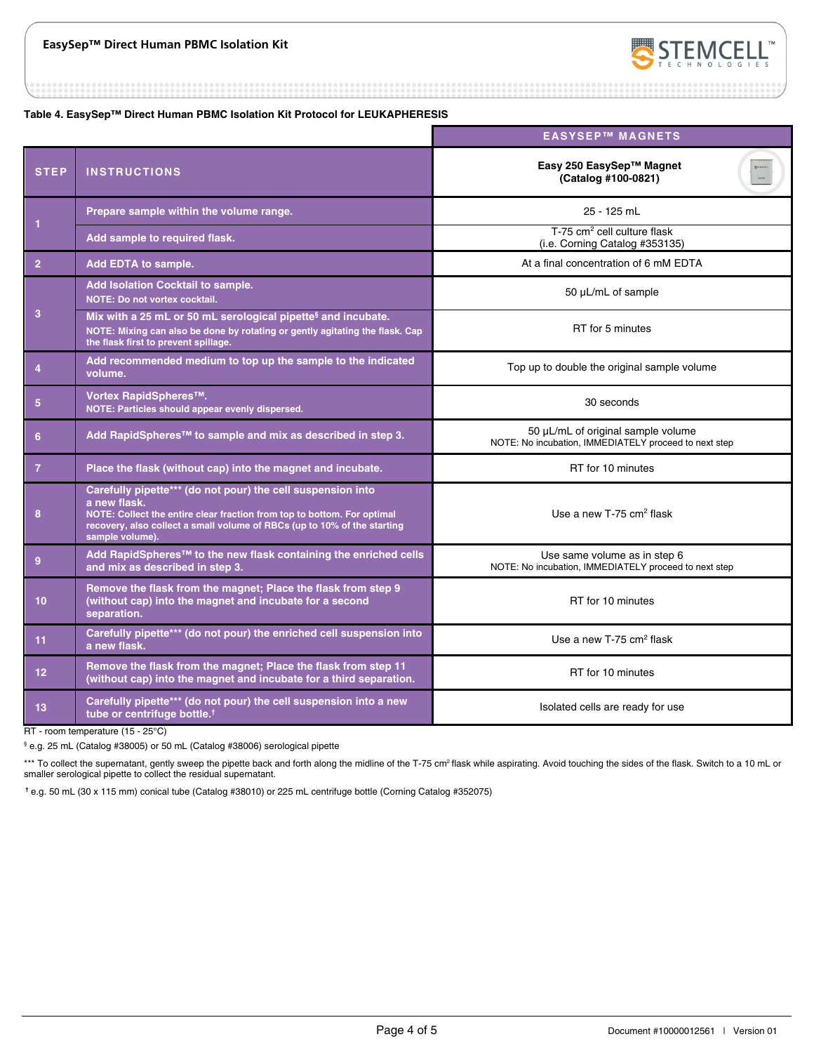**Table 4. EasySep™ Direct Human PBMC Isolation Kit Protocol for LEUKAPHERESIS**

| STEP | INSTRUCTIONS | EASYSEP™ MAGNETS<br>Easy 250 EasySep™ Magnet (Catalog #100-0821) |
|---|---|---|
| 1 | Prepare sample within the volume range. | 25 - 125 mL |
| | Add sample to required flask. | T-75 cm² cell culture flask (i.e. Corning Catalog #353135) |
| 2 | Add EDTA to sample. | At a final concentration of 6 mM EDTA |
| 3 | Add Isolation Cocktail to sample.<br>NOTE: Do not vortex cocktail. | 50 µL/mL of sample |
| | Mix with a 25 mL or 50 mL serological pipette§ and incubate.<br>NOTE: Mixing can also be done by rotating or gently agitating the flask. Cap the flask first to prevent spillage. | RT for 5 minutes |
| 4 | Add recommended medium to top up the sample to the indicated volume. | Top up to double the original sample volume |
| 5 | Vortex RapidSpheres™.<br>NOTE: Particles should appear evenly dispersed. | 30 seconds |
| 6 | Add RapidSpheres™ to sample and mix as described in step 3. | 50 µL/mL of original sample volume<br>NOTE: No incubation, IMMEDIATELY proceed to next step |
| 7 | Place the flask (without cap) into the magnet and incubate. | RT for 10 minutes |
| 8 | Carefully pipette*** (do not pour) the cell suspension into a new flask.<br>NOTE: Collect the entire clear fraction from top to bottom. For optimal recovery, also collect a small volume of RBCs (up to 10% of the starting sample volume). | Use a new T-75 cm² flask |
| 9 | Add RapidSpheres™ to the new flask containing the enriched cells and mix as described in step 3. | Use same volume as in step 6<br>NOTE: No incubation, IMMEDIATELY proceed to next step |
| 10 | Remove the flask from the magnet; Place the flask from step 9 (without cap) into the magnet and incubate for a second separation. | RT for 10 minutes |
| 11 | Carefully pipette*** (do not pour) the enriched cell suspension into a new flask. | Use a new T-75 cm² flask |
| 12 | Remove the flask from the magnet; Place the flask from step 11 (without cap) into the magnet and incubate for a third separation. | RT for 10 minutes |
| 13 | Carefully pipette*** (do not pour) the cell suspension into a new tube or centrifuge bottle.† | Isolated cells are ready for use |

RT - room temperature (15 - 25°C)

§ e.g. 25 mL (Catalog #38005) or 50 mL (Catalog #38006) serological pipette

*** To collect the supernatant, gently sweep the pipette back and forth along the midline of the T-75 cm² flask while aspirating. Avoid touching the sides of the flask. Switch to a 10 mL or smaller serological pipette to collect the residual supernatant.

† e.g. 50 mL (30 x 115 mm) conical tube (Catalog #38010) or 225 mL centrifuge bottle (Corning Catalog #352075)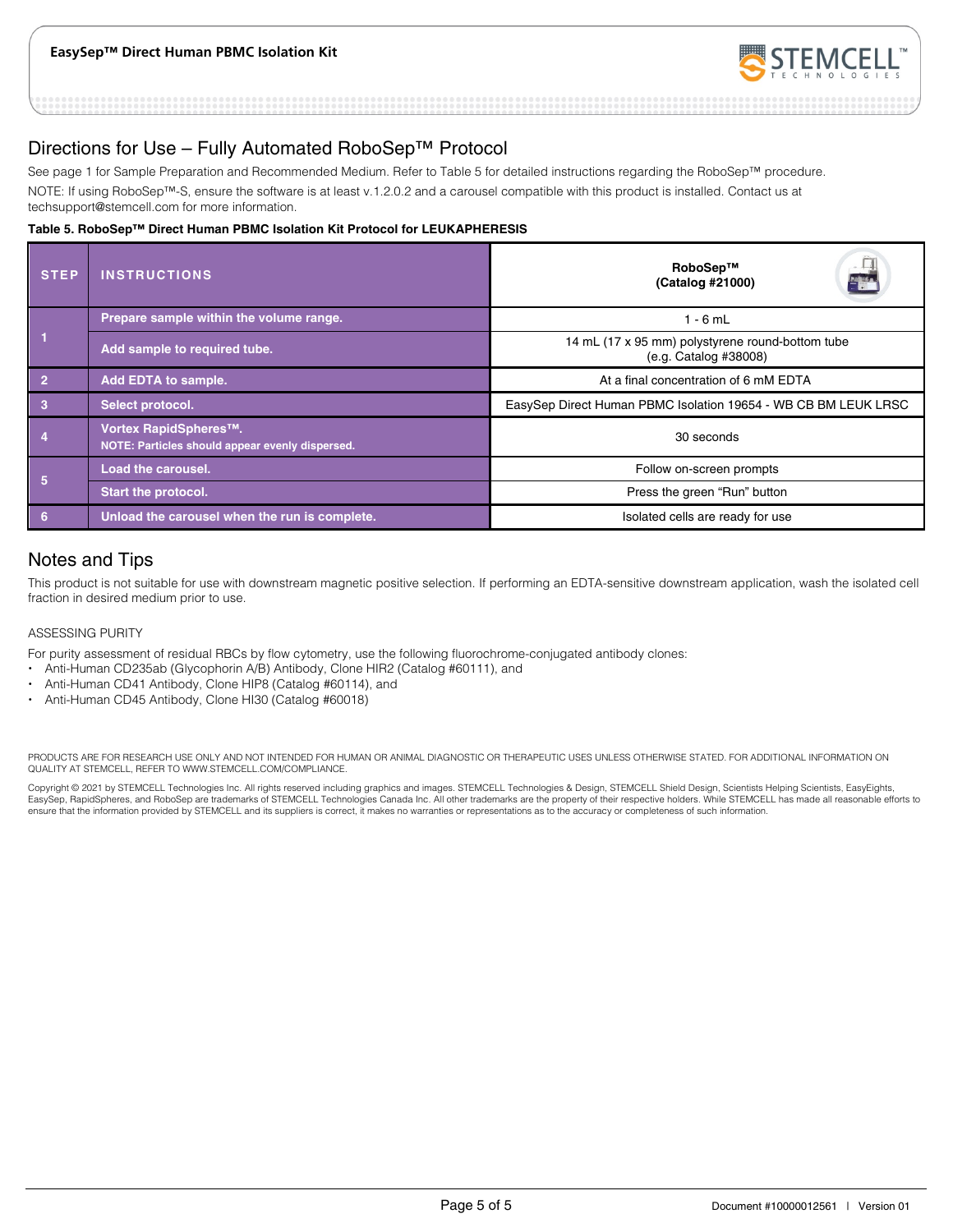## Directions for Use – Fully Automated RoboSep™ Protocol

See page 1 for Sample Preparation and Recommended Medium. Refer to Table 5 for detailed instructions regarding the RoboSep™ procedure.

NOTE: If using RoboSep™-S, ensure the software is at least v.1.2.0.2 and a carousel compatible with this product is installed. Contact us at techsupport@stemcell.com for more information.

**Table 5. RoboSep™ Direct Human PBMC Isolation Kit Protocol for LEUKAPHERESIS**

| STEP | INSTRUCTIONS | RoboSep™ (Catalog #21000) |
|---|---|---|
| 1 | Prepare sample within the volume range. | 1 - 6 mL |
| | Add sample to required tube. | 14 mL (17 x 95 mm) polystyrene round-bottom tube (e.g. Catalog #38008) |
| 2 | Add EDTA to sample. | At a final concentration of 6 mM EDTA |
| 3 | Select protocol. | EasySep Direct Human PBMC Isolation 19654 - WB CB BM LEUK LRSC |
| 4 | Vortex RapidSpheres™. NOTE: Particles should appear evenly dispersed. | 30 seconds |
| 5 | Load the carousel. | Follow on-screen prompts |
| | Start the protocol. | Press the green "Run" button |
| 6 | Unload the carousel when the run is complete. | Isolated cells are ready for use |

## Notes and Tips

This product is not suitable for use with downstream magnetic positive selection. If performing an EDTA-sensitive downstream application, wash the isolated cell fraction in desired medium prior to use.

### ASSESSING PURITY

For purity assessment of residual RBCs by flow cytometry, use the following fluorochrome-conjugated antibody clones:

- Anti-Human CD235ab (Glycophorin A/B) Antibody, Clone HIR2 (Catalog #60111), and
- Anti-Human CD41 Antibody, Clone HIP8 (Catalog #60114), and
- Anti-Human CD45 Antibody, Clone HI30 (Catalog #60018)

PRODUCTS ARE FOR RESEARCH USE ONLY AND NOT INTENDED FOR HUMAN OR ANIMAL DIAGNOSTIC OR THERAPEUTIC USES UNLESS OTHERWISE STATED. FOR ADDITIONAL INFORMATION ON QUALITY AT STEMCELL, REFER TO WWW.STEMCELL.COM/COMPLIANCE.

Copyright © 2021 by STEMCELL Technologies Inc. All rights reserved including graphics and images. STEMCELL Technologies & Design, STEMCELL Shield Design, Scientists Helping Scientists, EasyEights, EasySep, RapidSpheres, and RoboSep are trademarks of STEMCELL Technologies Canada Inc. All other trademarks are the property of their respective holders. While STEMCELL has made all reasonable efforts to ensure that the information provided by STEMCELL and its suppliers is correct, it makes no warranties or representations as to the accuracy or completeness of such information.